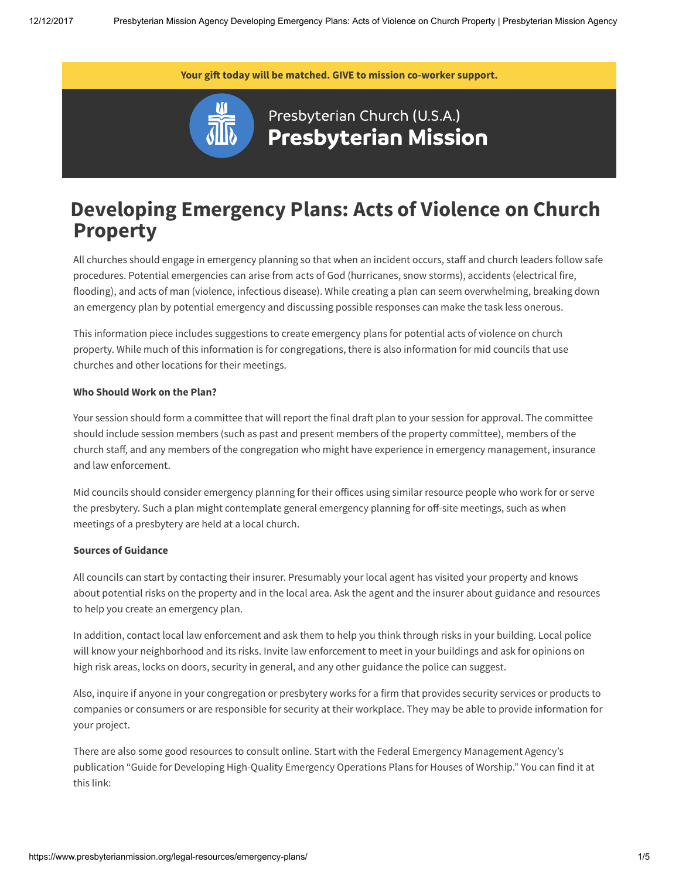Your gift today will be matched. GIVE to mission co-worker support.

Presbyterian Church (U.S.A.)
**Presbyterian Mission**

# Developing Emergency Plans: Acts of Violence on Church Property

All churches should engage in emergency planning so that when an incident occurs, staff and church leaders follow safe procedures. Potential emergencies can arise from acts of God (hurricanes, snow storms), accidents (electrical fire, flooding), and acts of man (violence, infectious disease). While creating a plan can seem overwhelming, breaking down an emergency plan by potential emergency and discussing possible responses can make the task less onerous.

This information piece includes suggestions to create emergency plans for potential acts of violence on church property. While much of this information is for congregations, there is also information for mid councils that use churches and other locations for their meetings.

**Who Should Work on the Plan?**

Your session should form a committee that will report the final draft plan to your session for approval. The committee should include session members (such as past and present members of the property committee), members of the church staff, and any members of the congregation who might have experience in emergency management, insurance and law enforcement.

Mid councils should consider emergency planning for their offices using similar resource people who work for or serve the presbytery. Such a plan might contemplate general emergency planning for off-site meetings, such as when meetings of a presbytery are held at a local church.

**Sources of Guidance**

All councils can start by contacting their insurer. Presumably your local agent has visited your property and knows about potential risks on the property and in the local area. Ask the agent and the insurer about guidance and resources to help you create an emergency plan.

In addition, contact local law enforcement and ask them to help you think through risks in your building. Local police will know your neighborhood and its risks. Invite law enforcement to meet in your buildings and ask for opinions on high risk areas, locks on doors, security in general, and any other guidance the police can suggest.

Also, inquire if anyone in your congregation or presbytery works for a firm that provides security services or products to companies or consumers or are responsible for security at their workplace. They may be able to provide information for your project.

There are also some good resources to consult online. Start with the Federal Emergency Management Agency's publication "Guide for Developing High-Quality Emergency Operations Plans for Houses of Worship." You can find it at this link: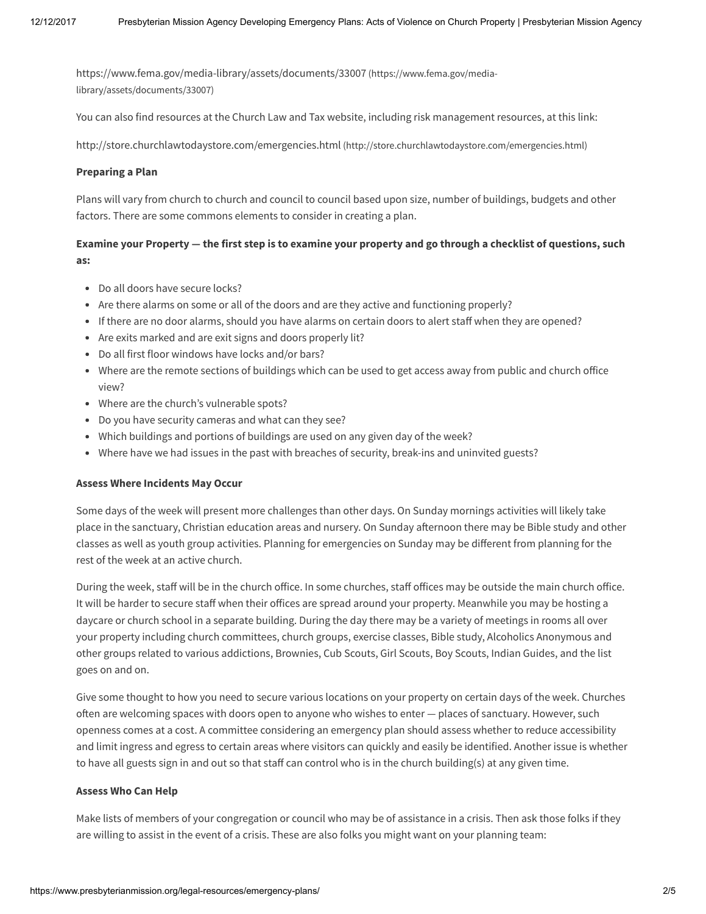https://www.fema.gov/media-library/assets/documents/33007 (https://www.fema.gov/media-library/assets/documents/33007)

You can also find resources at the Church Law and Tax website, including risk management resources, at this link:

http://store.churchlawtodaystore.com/emergencies.html (http://store.churchlawtodaystore.com/emergencies.html)

**Preparing a Plan**

Plans will vary from church to church and council to council based upon size, number of buildings, budgets and other factors. There are some commons elements to consider in creating a plan.

**Examine your Property — the first step is to examine your property and go through a checklist of questions, such as:**

- Do all doors have secure locks?
- Are there alarms on some or all of the doors and are they active and functioning properly?
- If there are no door alarms, should you have alarms on certain doors to alert staff when they are opened?
- Are exits marked and are exit signs and doors properly lit?
- Do all first floor windows have locks and/or bars?
- Where are the remote sections of buildings which can be used to get access away from public and church office view?
- Where are the church's vulnerable spots?
- Do you have security cameras and what can they see?
- Which buildings and portions of buildings are used on any given day of the week?
- Where have we had issues in the past with breaches of security, break-ins and uninvited guests?

**Assess Where Incidents May Occur**

Some days of the week will present more challenges than other days. On Sunday mornings activities will likely take place in the sanctuary, Christian education areas and nursery. On Sunday afternoon there may be Bible study and other classes as well as youth group activities. Planning for emergencies on Sunday may be different from planning for the rest of the week at an active church.

During the week, staff will be in the church office. In some churches, staff offices may be outside the main church office. It will be harder to secure staff when their offices are spread around your property. Meanwhile you may be hosting a daycare or church school in a separate building. During the day there may be a variety of meetings in rooms all over your property including church committees, church groups, exercise classes, Bible study, Alcoholics Anonymous and other groups related to various addictions, Brownies, Cub Scouts, Girl Scouts, Boy Scouts, Indian Guides, and the list goes on and on.

Give some thought to how you need to secure various locations on your property on certain days of the week. Churches often are welcoming spaces with doors open to anyone who wishes to enter — places of sanctuary. However, such openness comes at a cost. A committee considering an emergency plan should assess whether to reduce accessibility and limit ingress and egress to certain areas where visitors can quickly and easily be identified. Another issue is whether to have all guests sign in and out so that staff can control who is in the church building(s) at any given time.

**Assess Who Can Help**

Make lists of members of your congregation or council who may be of assistance in a crisis. Then ask those folks if they are willing to assist in the event of a crisis. These are also folks you might want on your planning team: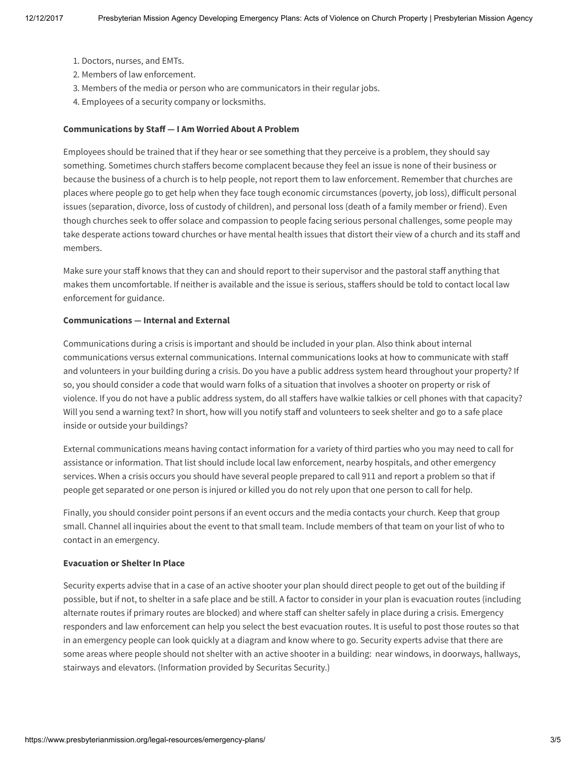1. Doctors, nurses, and EMTs.
2. Members of law enforcement.
3. Members of the media or person who are communicators in their regular jobs.
4. Employees of a security company or locksmiths.

**Communications by Staff — I Am Worried About A Problem**

Employees should be trained that if they hear or see something that they perceive is a problem, they should say something. Sometimes church staffers become complacent because they feel an issue is none of their business or because the business of a church is to help people, not report them to law enforcement. Remember that churches are places where people go to get help when they face tough economic circumstances (poverty, job loss), difficult personal issues (separation, divorce, loss of custody of children), and personal loss (death of a family member or friend). Even though churches seek to offer solace and compassion to people facing serious personal challenges, some people may take desperate actions toward churches or have mental health issues that distort their view of a church and its staff and members.

Make sure your staff knows that they can and should report to their supervisor and the pastoral staff anything that makes them uncomfortable. If neither is available and the issue is serious, staffers should be told to contact local law enforcement for guidance.

**Communications — Internal and External**

Communications during a crisis is important and should be included in your plan. Also think about internal communications versus external communications. Internal communications looks at how to communicate with staff and volunteers in your building during a crisis. Do you have a public address system heard throughout your property? If so, you should consider a code that would warn folks of a situation that involves a shooter on property or risk of violence. If you do not have a public address system, do all staffers have walkie talkies or cell phones with that capacity? Will you send a warning text? In short, how will you notify staff and volunteers to seek shelter and go to a safe place inside or outside your buildings?

External communications means having contact information for a variety of third parties who you may need to call for assistance or information. That list should include local law enforcement, nearby hospitals, and other emergency services. When a crisis occurs you should have several people prepared to call 911 and report a problem so that if people get separated or one person is injured or killed you do not rely upon that one person to call for help.

Finally, you should consider point persons if an event occurs and the media contacts your church. Keep that group small. Channel all inquiries about the event to that small team. Include members of that team on your list of who to contact in an emergency.

**Evacuation or Shelter In Place**

Security experts advise that in a case of an active shooter your plan should direct people to get out of the building if possible, but if not, to shelter in a safe place and be still. A factor to consider in your plan is evacuation routes (including alternate routes if primary routes are blocked) and where staff can shelter safely in place during a crisis. Emergency responders and law enforcement can help you select the best evacuation routes. It is useful to post those routes so that in an emergency people can look quickly at a diagram and know where to go. Security experts advise that there are some areas where people should not shelter with an active shooter in a building: near windows, in doorways, hallways, stairways and elevators. (Information provided by Securitas Security.)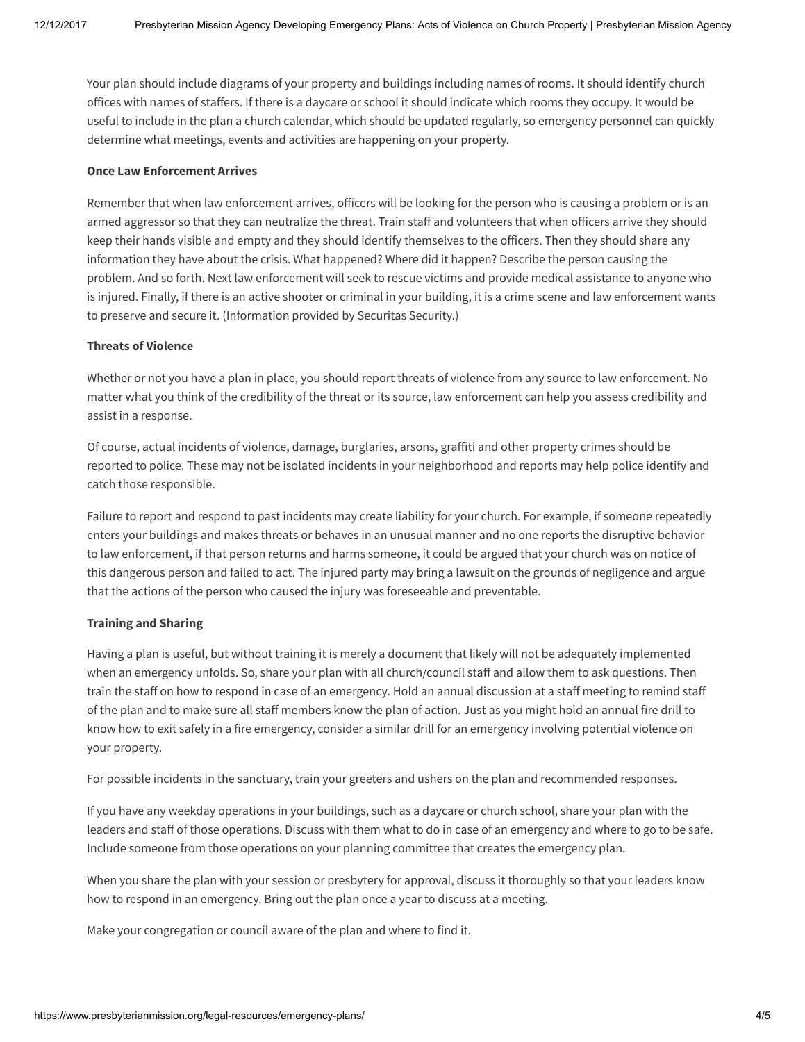Your plan should include diagrams of your property and buildings including names of rooms. It should identify church offices with names of staffers. If there is a daycare or school it should indicate which rooms they occupy. It would be useful to include in the plan a church calendar, which should be updated regularly, so emergency personnel can quickly determine what meetings, events and activities are happening on your property.

**Once Law Enforcement Arrives**

Remember that when law enforcement arrives, officers will be looking for the person who is causing a problem or is an armed aggressor so that they can neutralize the threat. Train staff and volunteers that when officers arrive they should keep their hands visible and empty and they should identify themselves to the officers. Then they should share any information they have about the crisis. What happened? Where did it happen? Describe the person causing the problem. And so forth. Next law enforcement will seek to rescue victims and provide medical assistance to anyone who is injured. Finally, if there is an active shooter or criminal in your building, it is a crime scene and law enforcement wants to preserve and secure it. (Information provided by Securitas Security.)

**Threats of Violence**

Whether or not you have a plan in place, you should report threats of violence from any source to law enforcement. No matter what you think of the credibility of the threat or its source, law enforcement can help you assess credibility and assist in a response.

Of course, actual incidents of violence, damage, burglaries, arsons, graffiti and other property crimes should be reported to police. These may not be isolated incidents in your neighborhood and reports may help police identify and catch those responsible.

Failure to report and respond to past incidents may create liability for your church. For example, if someone repeatedly enters your buildings and makes threats or behaves in an unusual manner and no one reports the disruptive behavior to law enforcement, if that person returns and harms someone, it could be argued that your church was on notice of this dangerous person and failed to act. The injured party may bring a lawsuit on the grounds of negligence and argue that the actions of the person who caused the injury was foreseeable and preventable.

**Training and Sharing**

Having a plan is useful, but without training it is merely a document that likely will not be adequately implemented when an emergency unfolds. So, share your plan with all church/council staff and allow them to ask questions. Then train the staff on how to respond in case of an emergency. Hold an annual discussion at a staff meeting to remind staff of the plan and to make sure all staff members know the plan of action. Just as you might hold an annual fire drill to know how to exit safely in a fire emergency, consider a similar drill for an emergency involving potential violence on your property.

For possible incidents in the sanctuary, train your greeters and ushers on the plan and recommended responses.

If you have any weekday operations in your buildings, such as a daycare or church school, share your plan with the leaders and staff of those operations. Discuss with them what to do in case of an emergency and where to go to be safe. Include someone from those operations on your planning committee that creates the emergency plan.

When you share the plan with your session or presbytery for approval, discuss it thoroughly so that your leaders know how to respond in an emergency. Bring out the plan once a year to discuss at a meeting.

Make your congregation or council aware of the plan and where to find it.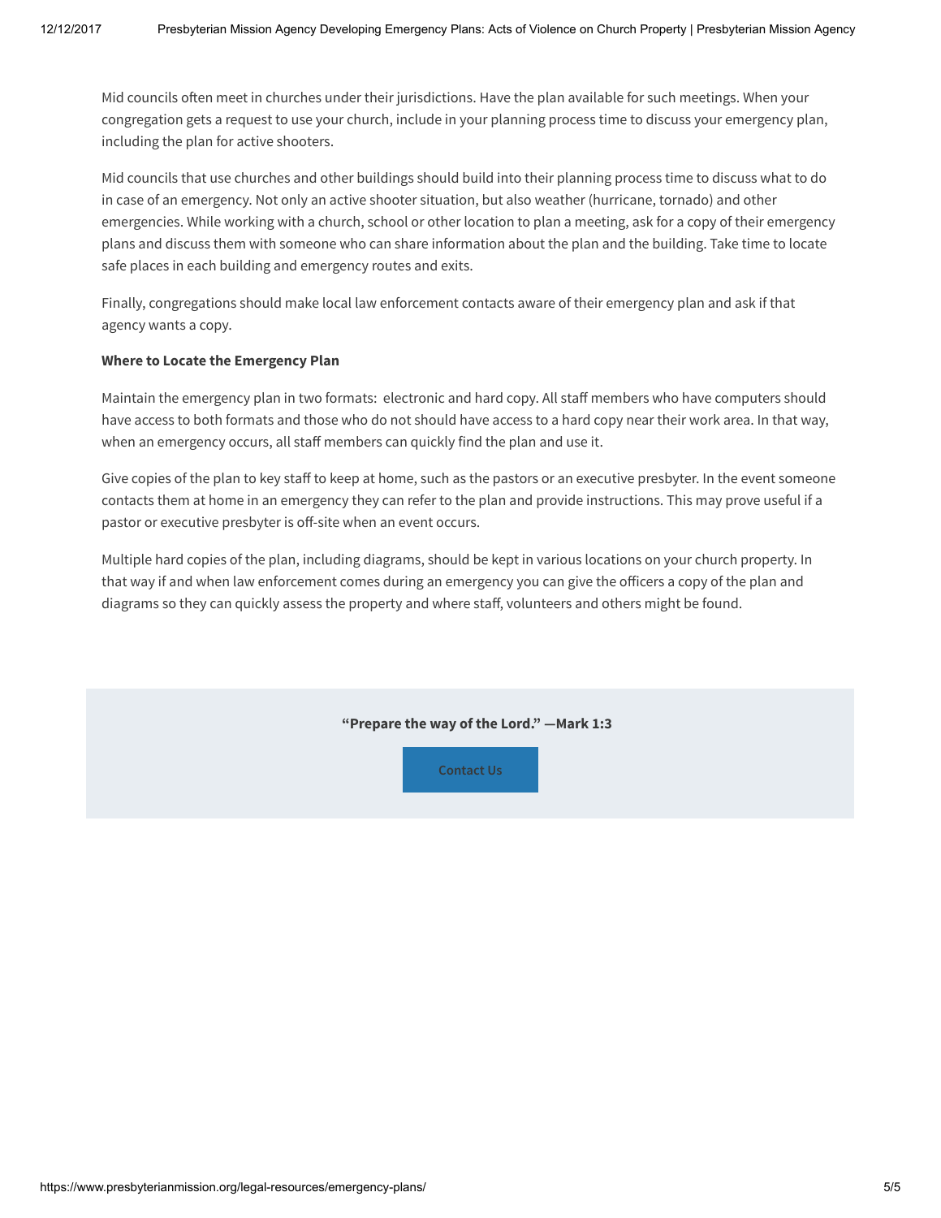Mid councils often meet in churches under their jurisdictions. Have the plan available for such meetings. When your congregation gets a request to use your church, include in your planning process time to discuss your emergency plan, including the plan for active shooters.

Mid councils that use churches and other buildings should build into their planning process time to discuss what to do in case of an emergency. Not only an active shooter situation, but also weather (hurricane, tornado) and other emergencies. While working with a church, school or other location to plan a meeting, ask for a copy of their emergency plans and discuss them with someone who can share information about the plan and the building. Take time to locate safe places in each building and emergency routes and exits.

Finally, congregations should make local law enforcement contacts aware of their emergency plan and ask if that agency wants a copy.

**Where to Locate the Emergency Plan**

Maintain the emergency plan in two formats: electronic and hard copy. All staff members who have computers should have access to both formats and those who do not should have access to a hard copy near their work area. In that way, when an emergency occurs, all staff members can quickly find the plan and use it.

Give copies of the plan to key staff to keep at home, such as the pastors or an executive presbyter. In the event someone contacts them at home in an emergency they can refer to the plan and provide instructions. This may prove useful if a pastor or executive presbyter is off-site when an event occurs.

Multiple hard copies of the plan, including diagrams, should be kept in various locations on your church property. In that way if and when law enforcement comes during an emergency you can give the officers a copy of the plan and diagrams so they can quickly assess the property and where staff, volunteers and others might be found.

**"Prepare the way of the Lord." —Mark 1:3**

Contact Us